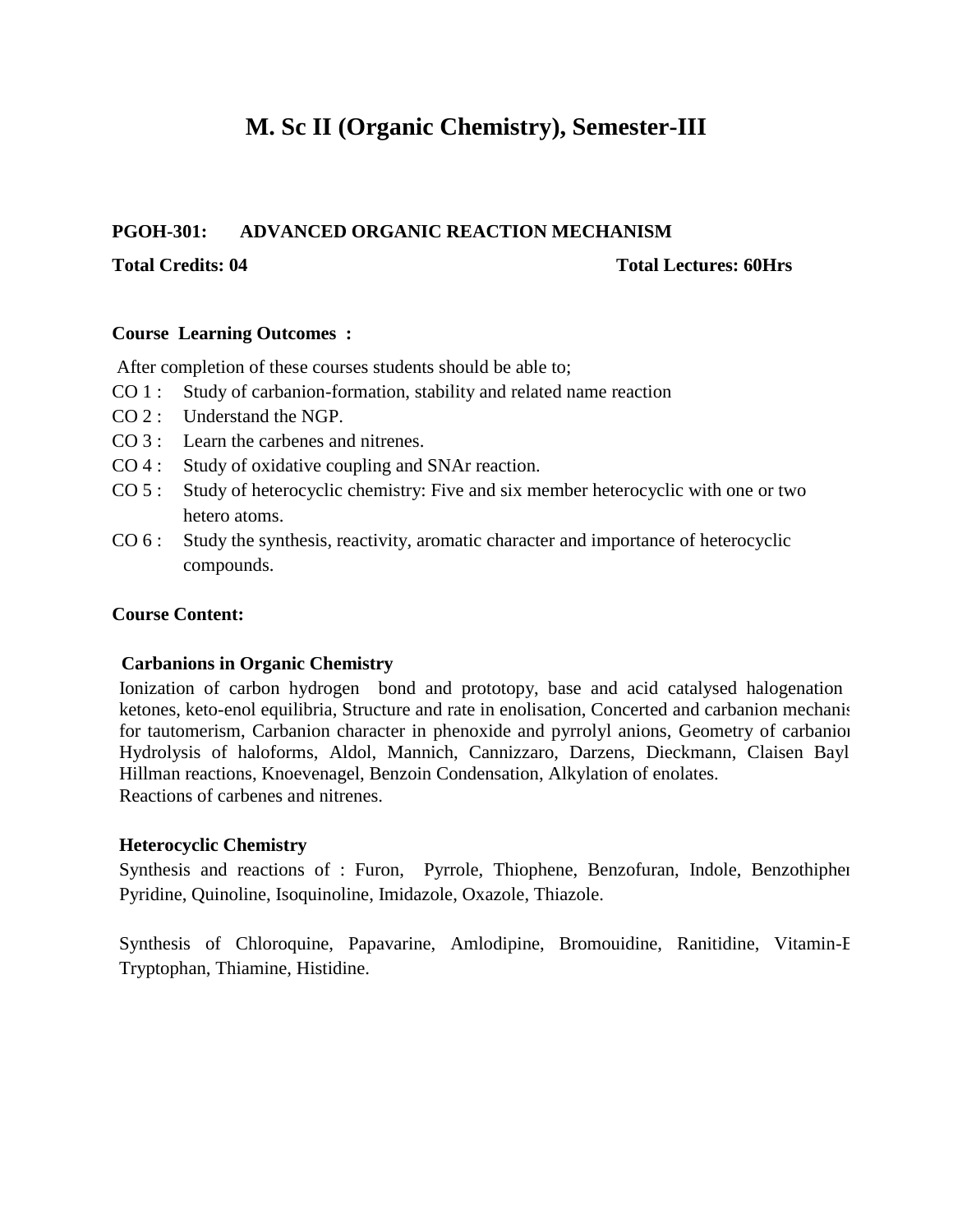# M. Sc II (Organic Chemistry), Semester-III

**PGOH-301: ADVANCED ORGANIC REACTION MECHANISM**

**Total Credits: 04** **Total Lectures: 60Hrs**

**Course Learning Outcomes :**

After completion of these courses students should be able to;

CO 1 : Study of carbanion-formation, stability and related name reaction

CO 2 : Understand the NGP.

CO 3 : Learn the carbenes and nitrenes.

CO 4 : Study of oxidative coupling and SNAr reaction.

CO 5 : Study of heterocyclic chemistry: Five and six member heterocyclic with one or two hetero atoms.

CO 6 : Study the synthesis, reactivity, aromatic character and importance of heterocyclic compounds.

**Course Content:**

**Carbanions in Organic Chemistry**

Ionization of carbon hydrogen bond and prototopy, base and acid catalysed halogenation ketones, keto-enol equilibria, Structure and rate in enolisation, Concerted and carbanion mechanis for tautomerism, Carbanion character in phenoxide and pyrrolyl anions, Geometry of carbanion Hydrolysis of haloforms, Aldol, Mannich, Cannizzaro, Darzens, Dieckmann, Claisen Bayl Hillman reactions, Knoevenagel, Benzoin Condensation, Alkylation of enolates.
Reactions of carbenes and nitrenes.

**Heterocyclic Chemistry**

Synthesis and reactions of : Furon, Pyrrole, Thiophene, Benzofuran, Indole, Benzothipher Pyridine, Quinoline, Isoquinoline, Imidazole, Oxazole, Thiazole.

Synthesis of Chloroquine, Papavarine, Amlodipine, Bromouidine, Ranitidine, Vitamin-E Tryptophan, Thiamine, Histidine.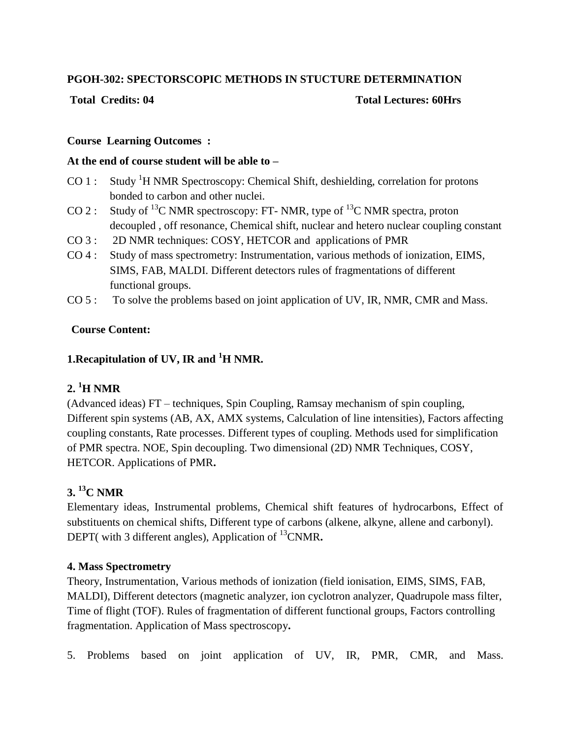**PGOH-302: SPECTORSCOPIC METHODS IN STUCTURE DETERMINATION**

**Total Credits: 04** **Total Lectures: 60Hrs**

**Course Learning Outcomes :**

**At the end of course student will be able to –**

- CO 1 : Study $^{1}H$ NMR Spectroscopy: Chemical Shift, deshielding, correlation for protons bonded to carbon and other nuclei.
- CO 2 : Study of $^{13}C$ NMR spectroscopy: FT- NMR, type of $^{13}C$ NMR spectra, proton decoupled , off resonance, Chemical shift, nuclear and hetero nuclear coupling constant
- CO 3 : 2D NMR techniques: COSY, HETCOR and applications of PMR
- CO 4 : Study of mass spectrometry: Instrumentation, various methods of ionization, EIMS, SIMS, FAB, MALDI. Different detectors rules of fragmentations of different functional groups.
- CO 5 : To solve the problems based on joint application of UV, IR, NMR, CMR and Mass.

**Course Content:**

**1.Recapitulation of UV, IR and $^{1}H$ NMR.**

**2. $^{1}H$ NMR**

(Advanced ideas) FT – techniques, Spin Coupling, Ramsay mechanism of spin coupling, Different spin systems (AB, AX, AMX systems, Calculation of line intensities), Factors affecting coupling constants, Rate processes. Different types of coupling. Methods used for simplification of PMR spectra. NOE, Spin decoupling. Two dimensional (2D) NMR Techniques, COSY, HETCOR. Applications of PMR**.**

**3. $^{13}C$ NMR**

Elementary ideas, Instrumental problems, Chemical shift features of hydrocarbons, Effect of substituents on chemical shifts, Different type of carbons (alkene, alkyne, allene and carbonyl). DEPT( with 3 different angles), Application of $^{13}$CNMR**.**

**4. Mass Spectrometry**

Theory, Instrumentation, Various methods of ionization (field ionisation, EIMS, SIMS, FAB, MALDI), Different detectors (magnetic analyzer, ion cyclotron analyzer, Quadrupole mass filter, Time of flight (TOF). Rules of fragmentation of different functional groups, Factors controlling fragmentation. Application of Mass spectroscopy**.**

5. Problems based on joint application of UV, IR, PMR, CMR, and Mass.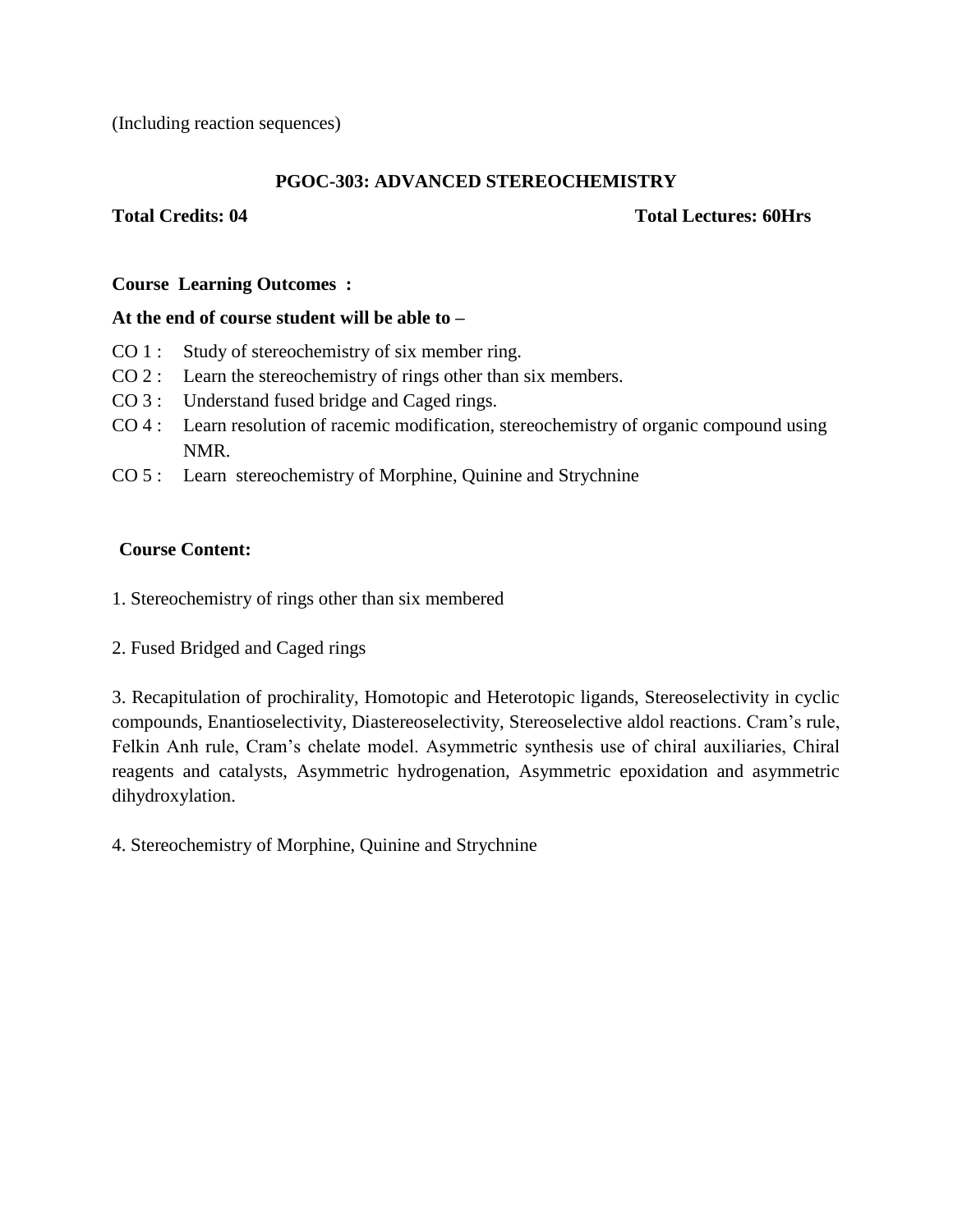(Including reaction sequences)

## PGOC-303: ADVANCED STEREOCHEMISTRY

**Total Credits: 04** **Total Lectures: 60Hrs**

**Course Learning Outcomes :**

**At the end of course student will be able to –**

- CO 1 : Study of stereochemistry of six member ring.
- CO 2 : Learn the stereochemistry of rings other than six members.
- CO 3 : Understand fused bridge and Caged rings.
- CO 4 : Learn resolution of racemic modification, stereochemistry of organic compound using NMR.
- CO 5 : Learn stereochemistry of Morphine, Quinine and Strychnine

**Course Content:**

1. Stereochemistry of rings other than six membered

2. Fused Bridged and Caged rings

3. Recapitulation of prochirality, Homotopic and Heterotopic ligands, Stereoselectivity in cyclic compounds, Enantioselectivity, Diastereoselectivity, Stereoselective aldol reactions. Cram's rule, Felkin Anh rule, Cram's chelate model. Asymmetric synthesis use of chiral auxiliaries, Chiral reagents and catalysts, Asymmetric hydrogenation, Asymmetric epoxidation and asymmetric dihydroxylation.

4. Stereochemistry of Morphine, Quinine and Strychnine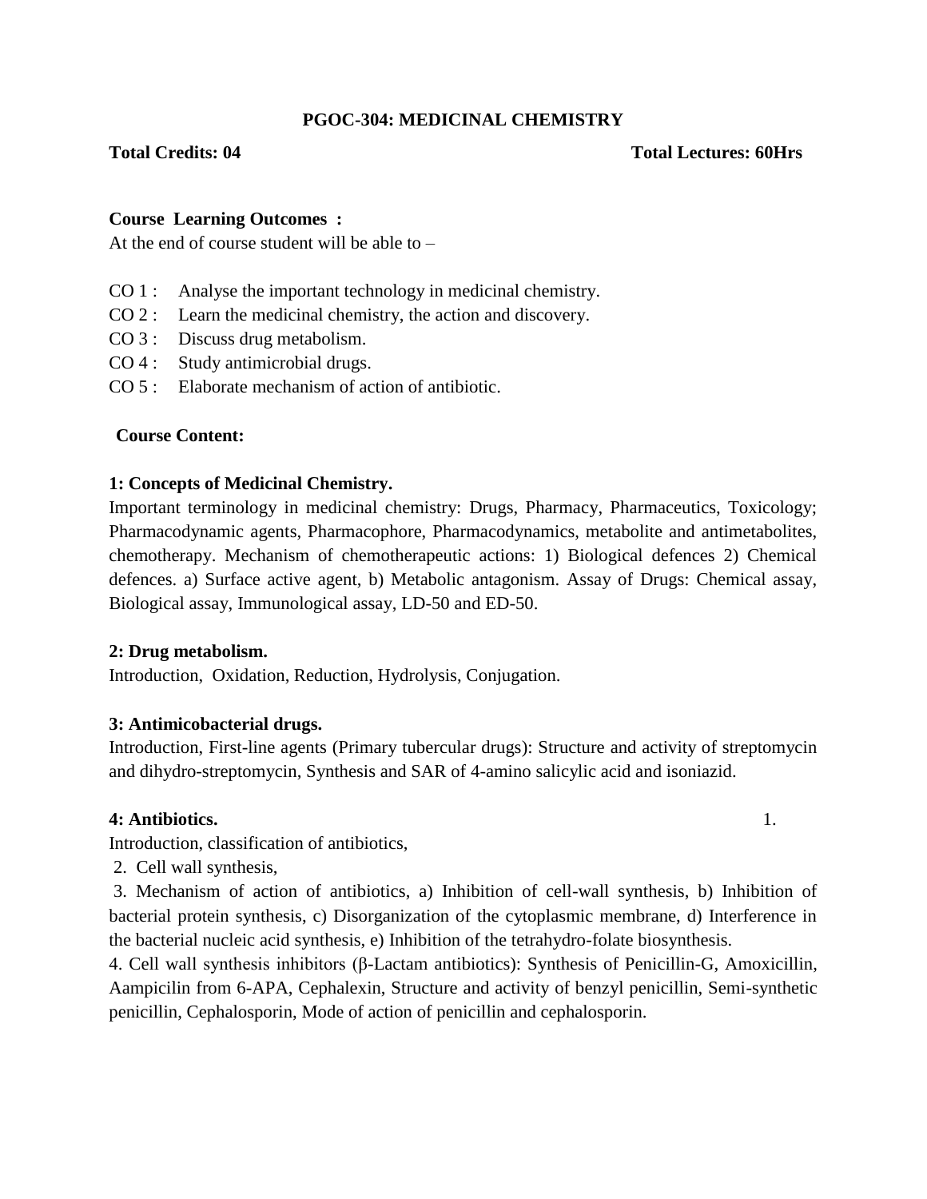**PGOC-304: MEDICINAL CHEMISTRY**

**Total Credits: 04** **Total Lectures: 60Hrs**

**Course Learning Outcomes :**

At the end of course student will be able to –

- CO 1 : Analyse the important technology in medicinal chemistry.
- CO 2 : Learn the medicinal chemistry, the action and discovery.
- CO 3 : Discuss drug metabolism.
- CO 4 : Study antimicrobial drugs.
- CO 5 : Elaborate mechanism of action of antibiotic.

**Course Content:**

**1: Concepts of Medicinal Chemistry.**

Important terminology in medicinal chemistry: Drugs, Pharmacy, Pharmaceutics, Toxicology; Pharmacodynamic agents, Pharmacophore, Pharmacodynamics, metabolite and antimetabolites, chemotherapy. Mechanism of chemotherapeutic actions: 1) Biological defences 2) Chemical defences. a) Surface active agent, b) Metabolic antagonism. Assay of Drugs: Chemical assay, Biological assay, Immunological assay, LD-50 and ED-50.

**2: Drug metabolism.**

Introduction, Oxidation, Reduction, Hydrolysis, Conjugation.

**3: Antimicobacterial drugs.**

Introduction, First-line agents (Primary tubercular drugs): Structure and activity of streptomycin and dihydro-streptomycin, Synthesis and SAR of 4-amino salicylic acid and isoniazid.

**4: Antibiotics.** 1.

Introduction, classification of antibiotics,

2. Cell wall synthesis,

3. Mechanism of action of antibiotics, a) Inhibition of cell-wall synthesis, b) Inhibition of bacterial protein synthesis, c) Disorganization of the cytoplasmic membrane, d) Interference in the bacterial nucleic acid synthesis, e) Inhibition of the tetrahydro-folate biosynthesis.

4. Cell wall synthesis inhibitors (β-Lactam antibiotics): Synthesis of Penicillin-G, Amoxicillin, Aampicilin from 6-APA, Cephalexin, Structure and activity of benzyl penicillin, Semi-synthetic penicillin, Cephalosporin, Mode of action of penicillin and cephalosporin.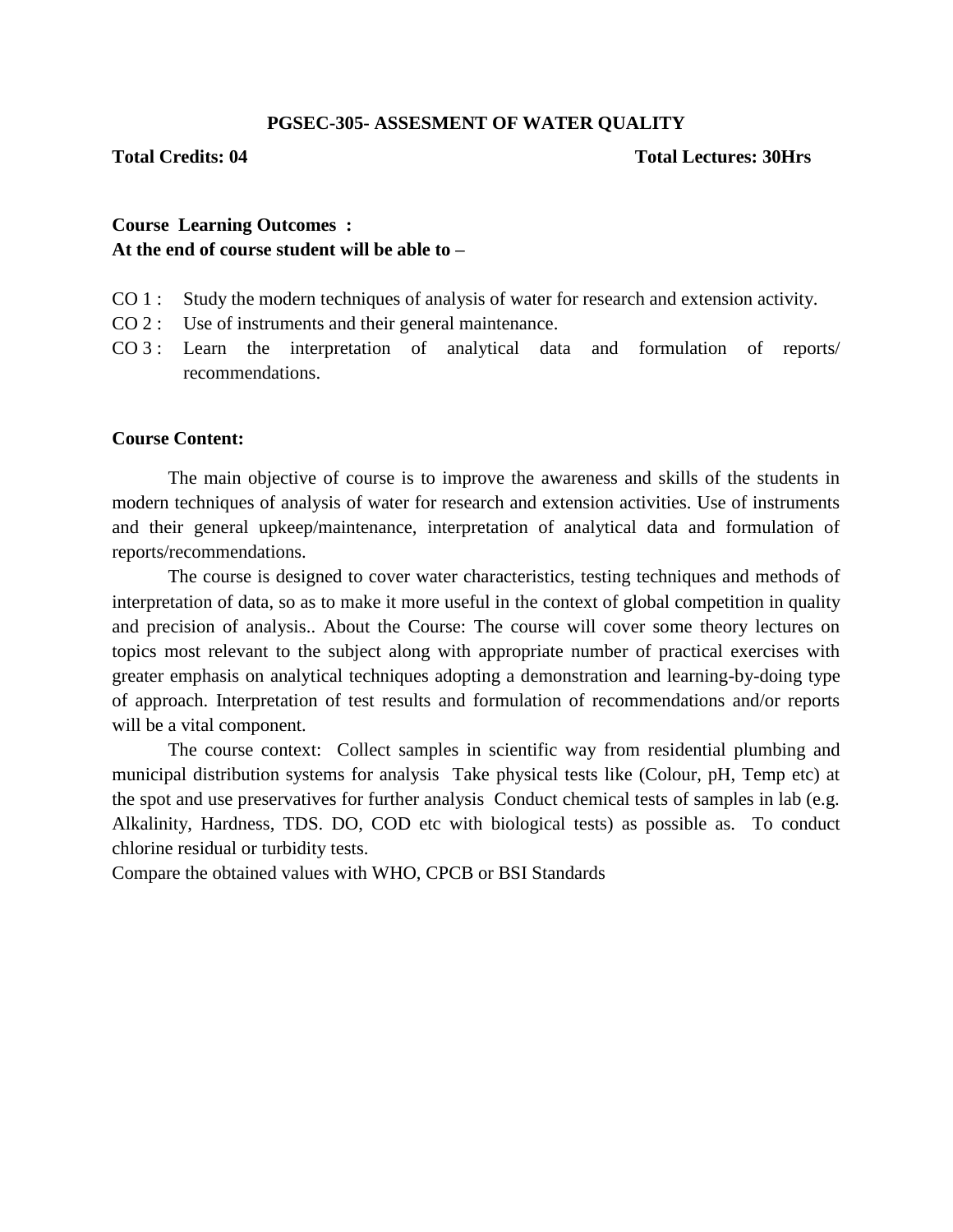## PGSEC-305- ASSESMENT OF WATER QUALITY

**Total Credits: 04** **Total Lectures: 30Hrs**

**Course Learning Outcomes :**
**At the end of course student will be able to –**

- CO 1 : Study the modern techniques of analysis of water for research and extension activity.
- CO 2 : Use of instruments and their general maintenance.
- CO 3 : Learn the interpretation of analytical data and formulation of reports/ recommendations.

**Course Content:**

The main objective of course is to improve the awareness and skills of the students in modern techniques of analysis of water for research and extension activities. Use of instruments and their general upkeep/maintenance, interpretation of analytical data and formulation of reports/recommendations.

The course is designed to cover water characteristics, testing techniques and methods of interpretation of data, so as to make it more useful in the context of global competition in quality and precision of analysis.. About the Course: The course will cover some theory lectures on topics most relevant to the subject along with appropriate number of practical exercises with greater emphasis on analytical techniques adopting a demonstration and learning-by-doing type of approach. Interpretation of test results and formulation of recommendations and/or reports will be a vital component.

The course context: Collect samples in scientific way from residential plumbing and municipal distribution systems for analysis Take physical tests like (Colour, pH, Temp etc) at the spot and use preservatives for further analysis Conduct chemical tests of samples in lab (e.g. Alkalinity, Hardness, TDS. DO, COD etc with biological tests) as possible as. To conduct chlorine residual or turbidity tests.

Compare the obtained values with WHO, CPCB or BSI Standards